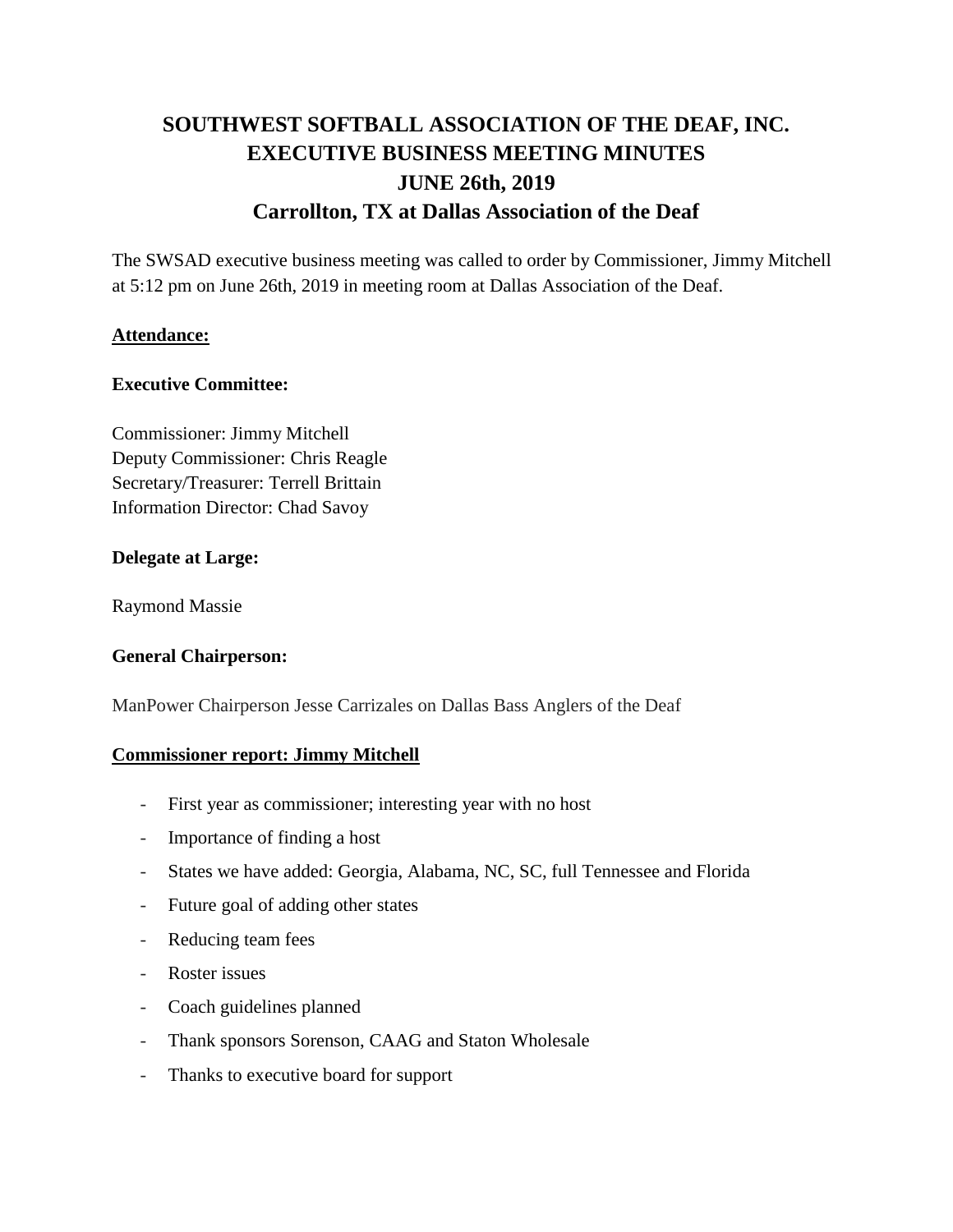# SOUTHWEST SOFTBALL ASSOCIATION OF THE DEAF, INC.
# EXECUTIVE BUSINESS MEETING MINUTES
# JUNE 26th, 2019
# Carrollton, TX at Dallas Association of the Deaf

The SWSAD executive business meeting was called to order by Commissioner, Jimmy Mitchell at 5:12 pm on June 26th, 2019 in meeting room at Dallas Association of the Deaf.

**Attendance:**

**Executive Committee:**

Commissioner: Jimmy Mitchell
Deputy Commissioner: Chris Reagle
Secretary/Treasurer: Terrell Brittain
Information Director: Chad Savoy

**Delegate at Large:**

Raymond Massie

**General Chairperson:**

ManPower Chairperson Jesse Carrizales on Dallas Bass Anglers of the Deaf

**Commissioner report: Jimmy Mitchell**

- First year as commissioner; interesting year with no host
- Importance of finding a host
- States we have added: Georgia, Alabama, NC, SC, full Tennessee and Florida
- Future goal of adding other states
- Reducing team fees
- Roster issues
- Coach guidelines planned
- Thank sponsors Sorenson, CAAG and Staton Wholesale
- Thanks to executive board for support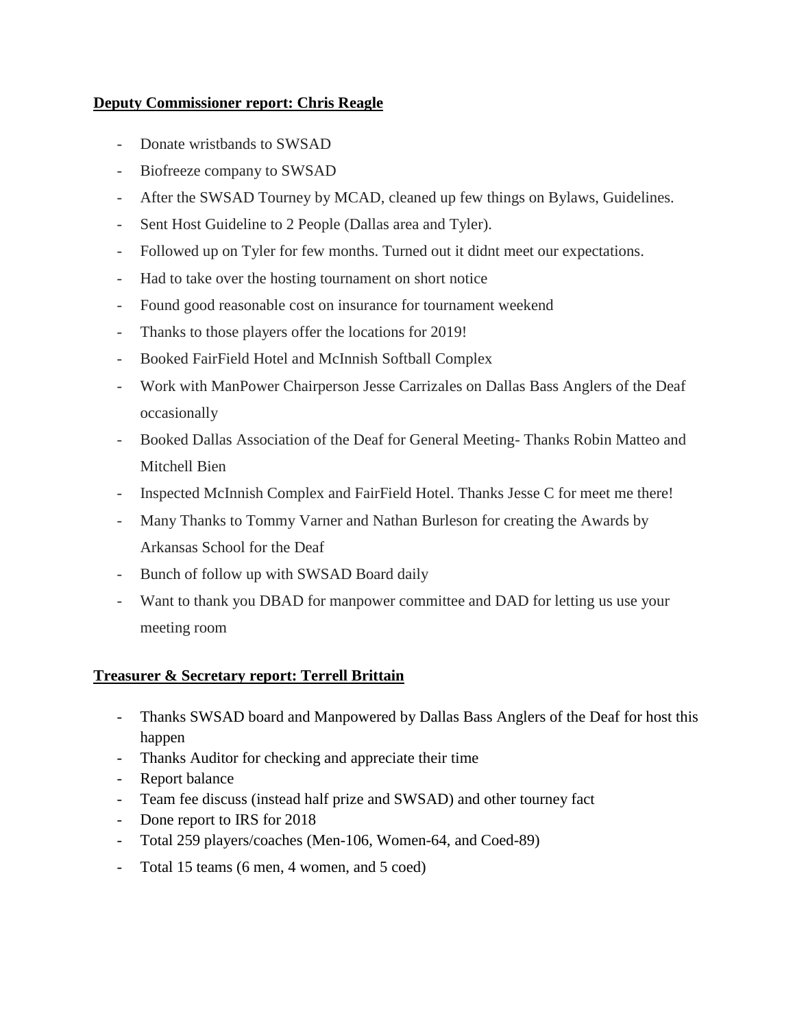**Deputy Commissioner report: Chris Reagle**

- Donate wristbands to SWSAD
- Biofreeze company to SWSAD
- After the SWSAD Tourney by MCAD, cleaned up few things on Bylaws, Guidelines.
- Sent Host Guideline to 2 People (Dallas area and Tyler).
- Followed up on Tyler for few months. Turned out it didnt meet our expectations.
- Had to take over the hosting tournament on short notice
- Found good reasonable cost on insurance for tournament weekend
- Thanks to those players offer the locations for 2019!
- Booked FairField Hotel and McInnish Softball Complex
- Work with ManPower Chairperson Jesse Carrizales on Dallas Bass Anglers of the Deaf occasionally
- Booked Dallas Association of the Deaf for General Meeting- Thanks Robin Matteo and Mitchell Bien
- Inspected McInnish Complex and FairField Hotel. Thanks Jesse C for meet me there!
- Many Thanks to Tommy Varner and Nathan Burleson for creating the Awards by Arkansas School for the Deaf
- Bunch of follow up with SWSAD Board daily
- Want to thank you DBAD for manpower committee and DAD for letting us use your meeting room

**Treasurer & Secretary report: Terrell Brittain**

- Thanks SWSAD board and Manpowered by Dallas Bass Anglers of the Deaf for host this happen
- Thanks Auditor for checking and appreciate their time
- Report balance
- Team fee discuss (instead half prize and SWSAD) and other tourney fact
- Done report to IRS for 2018
- Total 259 players/coaches (Men-106, Women-64, and Coed-89)
- Total 15 teams (6 men, 4 women, and 5 coed)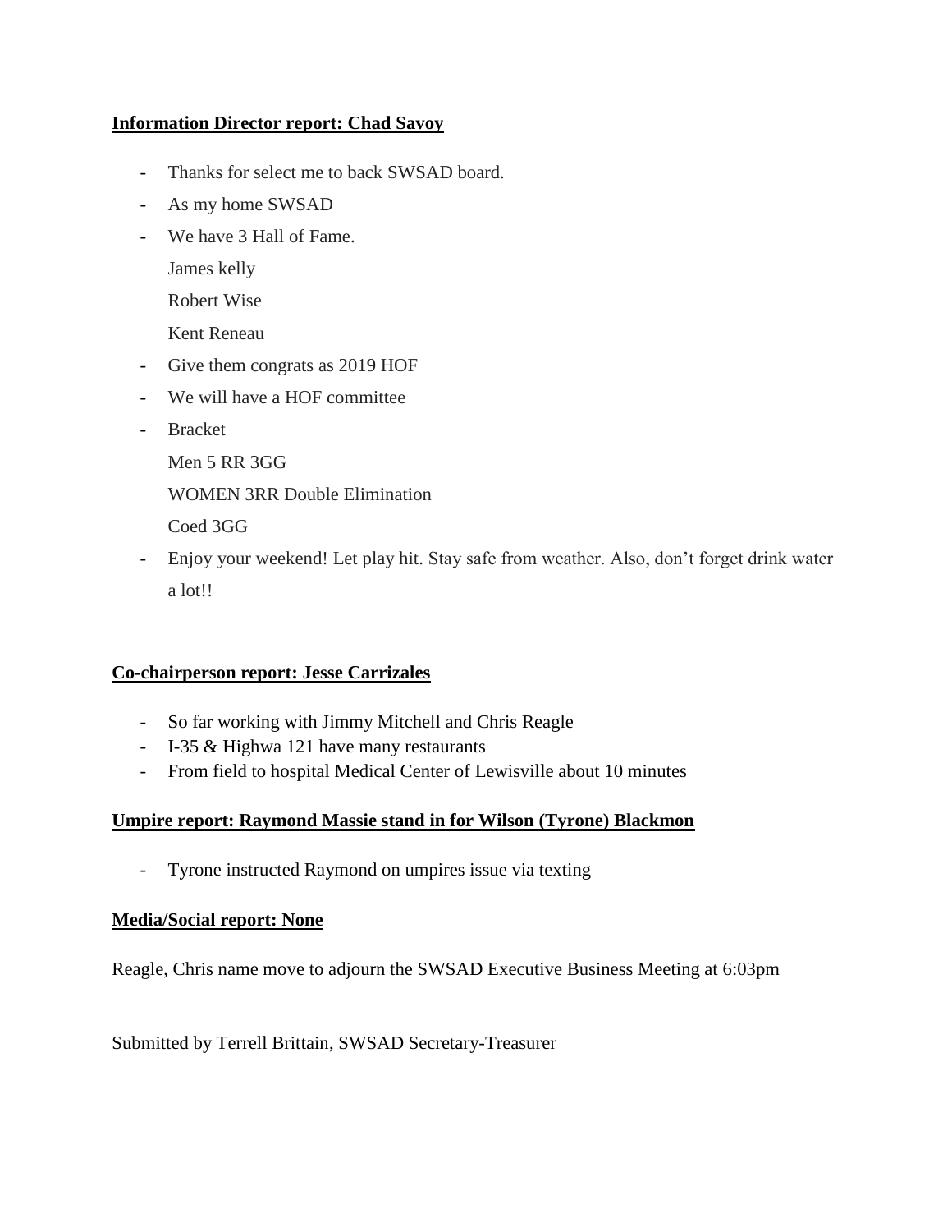**Information Director report: Chad Savoy**

- Thanks for select me to back SWSAD board.
- As my home SWSAD
- We have 3 Hall of Fame.

  James kelly

  Robert Wise

  Kent Reneau
- Give them congrats as 2019 HOF
- We will have a HOF committee
- Bracket

  Men 5 RR 3GG

  WOMEN 3RR Double Elimination

  Coed 3GG
- Enjoy your weekend! Let play hit. Stay safe from weather. Also, don't forget drink water a lot!!

**Co-chairperson report: Jesse Carrizales**

- So far working with Jimmy Mitchell and Chris Reagle
- I-35 & Highwa 121 have many restaurants
- From field to hospital Medical Center of Lewisville about 10 minutes

**Umpire report: Raymond Massie stand in for Wilson (Tyrone) Blackmon**

- Tyrone instructed Raymond on umpires issue via texting

**Media/Social report: None**

Reagle, Chris name move to adjourn the SWSAD Executive Business Meeting at 6:03pm

Submitted by Terrell Brittain, SWSAD Secretary-Treasurer